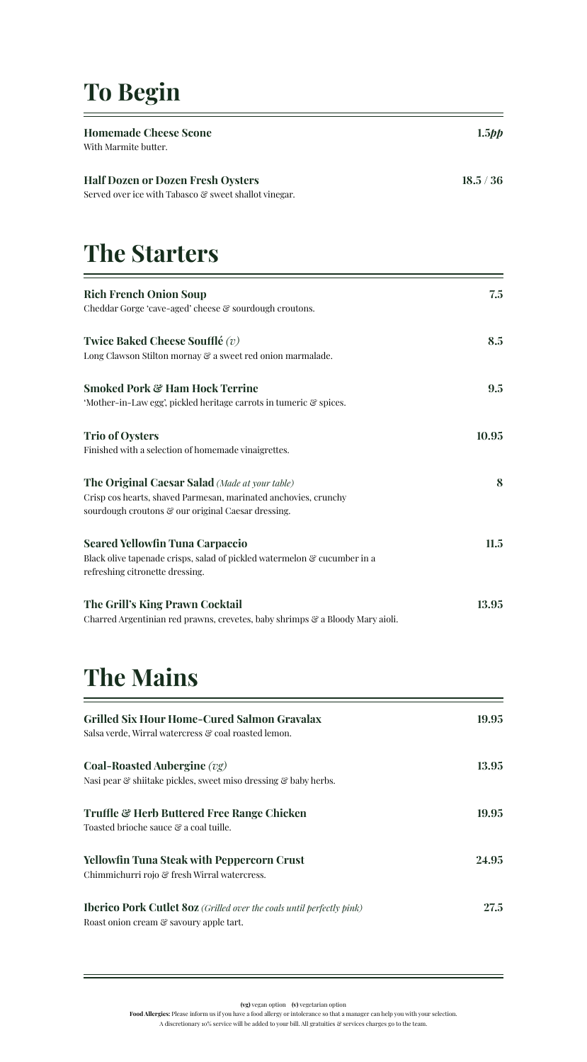# To Begin

**Homemade Cheese Scone** — ***1.5pp***
With Marmite butter.

**Half Dozen or Dozen Fresh Oysters** — **18.5 / 36**
Served over ice with Tabasco & sweet shallot vinegar.

# The Starters

**Rich French Onion Soup** — **7.5**
Cheddar Gorge 'cave-aged' cheese & sourdough croutons.

**Twice Baked Cheese Soufflé** *(v)* — **8.5**
Long Clawson Stilton mornay & a sweet red onion marmalade.

**Smoked Pork & Ham Hock Terrine** — **9.5**
'Mother-in-Law egg', pickled heritage carrots in tumeric & spices.

**Trio of Oysters** — **10.95**
Finished with a selection of homemade vinaigrettes.

**The Original Caesar Salad** *(Made at your table)* — **8**
Crisp cos hearts, shaved Parmesan, marinated anchovies, crunchy sourdough croutons & our original Caesar dressing.

**Seared Yellowfin Tuna Carpaccio** — **11.5**
Black olive tapenade crisps, salad of pickled watermelon & cucumber in a refreshing citronette dressing.

**The Grill's King Prawn Cocktail** — **13.95**
Charred Argentinian red prawns, crevetes, baby shrimps & a Bloody Mary aioli.

# The Mains

**Grilled Six Hour Home-Cured Salmon Gravalax** — **19.95**
Salsa verde, Wirral watercress & coal roasted lemon.

**Coal-Roasted Aubergine** *(vg)* — **13.95**
Nasi pear & shiitake pickles, sweet miso dressing & baby herbs.

**Truffle & Herb Buttered Free Range Chicken** — **19.95**
Toasted brioche sauce & a coal tuille.

**Yellowfin Tuna Steak with Peppercorn Crust** — **24.95**
Chimmichurri rojo & fresh Wirral watercress.

**Iberico Pork Cutlet 8oz** *(Grilled over the coals until perfectly pink)* — **27.5**
Roast onion cream & savoury apple tart.

---

**(vg)** vegan option **(v)** vegetarian option
**Food Allergies:** Please inform us if you have a food allergy or intolerance so that a manager can help you with your selection.
A discretionary 10% service will be added to your bill. All gratuities & services charges go to the team.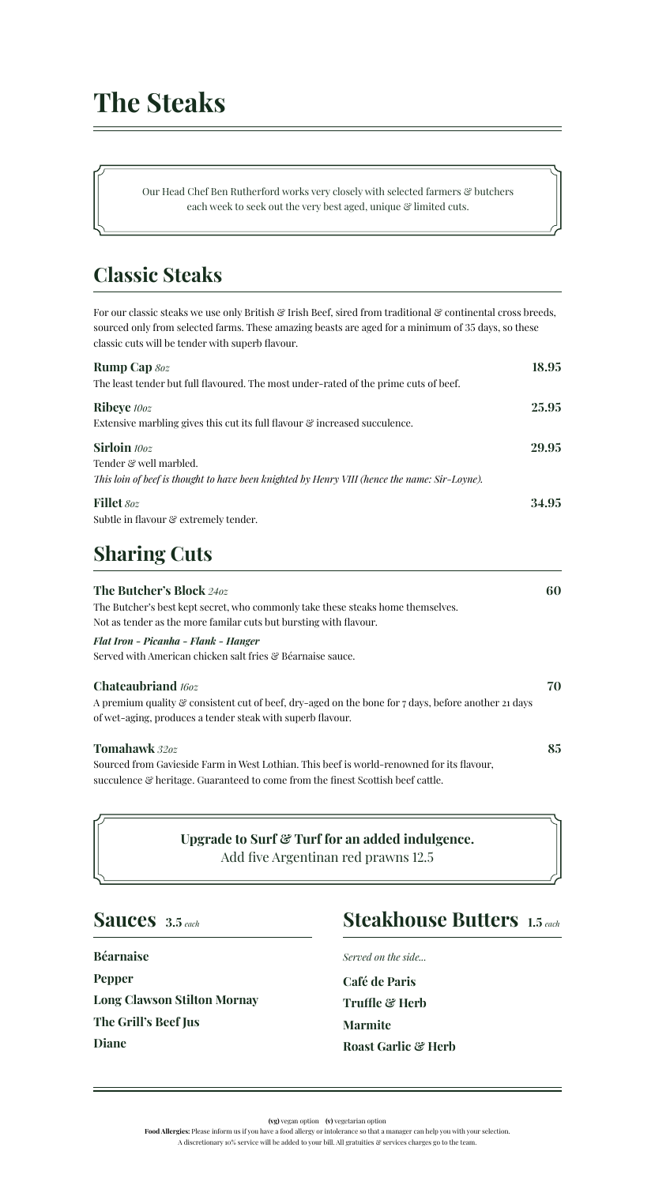# The Steaks

Our Head Chef Ben Rutherford works very closely with selected farmers & butchers each week to seek out the very best aged, unique & limited cuts.

## Classic Steaks

For our classic steaks we use only British & Irish Beef, sired from traditional & continental cross breeds, sourced only from selected farms. These amazing beasts are aged for a minimum of 35 days, so these classic cuts will be tender with superb flavour.

**Rump Cap** *8oz* — **18.95**
The least tender but full flavoured. The most under-rated of the prime cuts of beef.

**Ribeye** *10oz* — **25.95**
Extensive marbling gives this cut its full flavour & increased succulence.

**Sirloin** *10oz* — **29.95**
Tender & well marbled.
*This loin of beef is thought to have been knighted by Henry VIII (hence the name: Sir-Loyne).*

**Fillet** *8oz* — **34.95**
Subtle in flavour & extremely tender.

## Sharing Cuts

**The Butcher's Block** *24oz* — **60**
The Butcher's best kept secret, who commonly take these steaks home themselves.
Not as tender as the more familar cuts but bursting with flavour.

***Flat Iron - Picanha - Flank - Hanger***
Served with American chicken salt fries & Béarnaise sauce.

**Chateaubriand** *16oz* — **70**
A premium quality & consistent cut of beef, dry-aged on the bone for 7 days, before another 21 days of wet-aging, produces a tender steak with superb flavour.

**Tomahawk** *32oz* — **85**
Sourced from Gavieside Farm in West Lothian. This beef is world-renowned for its flavour, succulence & heritage. Guaranteed to come from the finest Scottish beef cattle.

**Upgrade to Surf & Turf for an added indulgence.**
Add five Argentinan red prawns 12.5

## Sauces 3.5 *each*

**Béarnaise**
**Pepper**
**Long Clawson Stilton Mornay**
**The Grill's Beef Jus**
**Diane**

## Steakhouse Butters 1.5 *each*

*Served on the side...*

**Café de Paris**
**Truffle & Herb**
**Marmite**
**Roast Garlic & Herb**

**(vg)** vegan option **(v)** vegetarian option
**Food Allergies:** Please inform us if you have a food allergy or intolerance so that a manager can help you with your selection.
A discretionary 10% service will be added to your bill. All gratuities & services charges go to the team.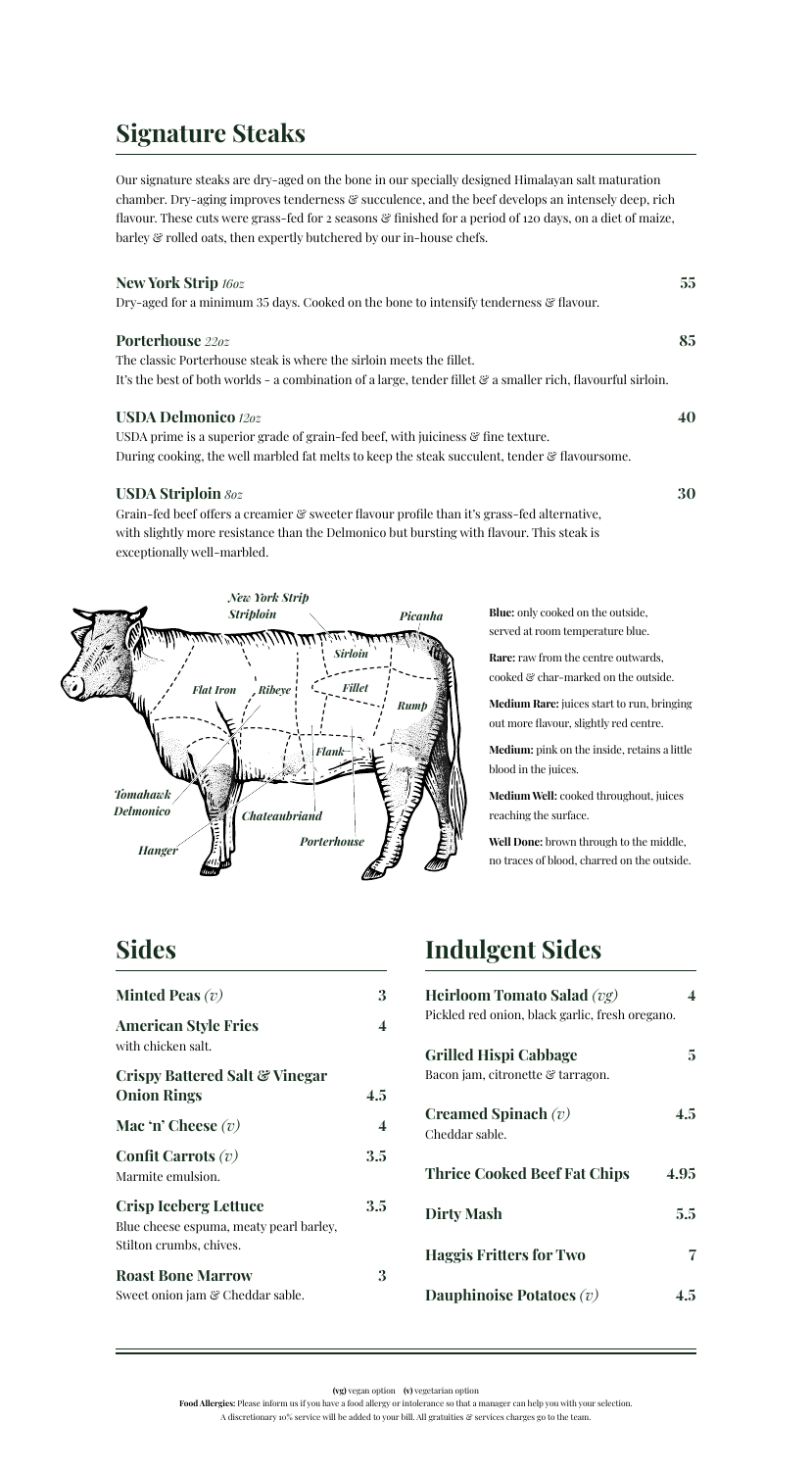# Signature Steaks

Our signature steaks are dry-aged on the bone in our specially designed Himalayan salt maturation chamber. Dry-aging improves tenderness & succulence, and the beef develops an intensely deep, rich flavour. These cuts were grass-fed for 2 seasons & finished for a period of 120 days, on a diet of maize, barley & rolled oats, then expertly butchered by our in-house chefs.

**New York Strip** *16oz* — **55**
Dry-aged for a minimum 35 days. Cooked on the bone to intensify tenderness & flavour.

**Porterhouse** *22oz* — **85**
The classic Porterhouse steak is where the sirloin meets the fillet.
It's the best of both worlds - a combination of a large, tender fillet & a smaller rich, flavourful sirloin.

**USDA Delmonico** *12oz* — **40**
USDA prime is a superior grade of grain-fed beef, with juiciness & fine texture.
During cooking, the well marbled fat melts to keep the steak succulent, tender & flavoursome.

**USDA Striploin** *8oz* — **30**
Grain-fed beef offers a creamier & sweeter flavour profile than it's grass-fed alternative, with slightly more resistance than the Delmonico but bursting with flavour. This steak is exceptionally well-marbled.

*New York Strip, Striploin, Picanha, Sirloin, Fillet, Flat Iron, Ribeye, Rump, Flank, Tomahawk, Delmonico, Chateaubriand, Porterhouse, Hanger*

**Blue:** only cooked on the outside, served at room temperature blue.

**Rare:** raw from the centre outwards, cooked & char-marked on the outside.

**Medium Rare:** juices start to run, bringing out more flavour, slightly red centre.

**Medium:** pink on the inside, retains a little blood in the juices.

**Medium Well:** cooked throughout, juices reaching the surface.

**Well Done:** brown through to the middle, no traces of blood, charred on the outside.

# Sides

| Item | Price |
|---|---|
| **Minted Peas** *(v)* | 3 |
| **American Style Fries** with chicken salt. | 4 |
| **Crispy Battered Salt & Vinegar Onion Rings** | 4.5 |
| **Mac 'n' Cheese** *(v)* | 4 |
| **Confit Carrots** *(v)* Marmite emulsion. | 3.5 |
| **Crisp Iceberg Lettuce** Blue cheese espuma, meaty pearl barley, Stilton crumbs, chives. | 3.5 |
| **Roast Bone Marrow** Sweet onion jam & Cheddar sable. | 3 |

# Indulgent Sides

| Item | Price |
|---|---|
| **Heirloom Tomato Salad** *(vg)* Pickled red onion, black garlic, fresh oregano. | 4 |
| **Grilled Hispi Cabbage** Bacon jam, citronette & tarragon. | 5 |
| **Creamed Spinach** *(v)* Cheddar sable. | 4.5 |
| **Thrice Cooked Beef Fat Chips** | 4.95 |
| **Dirty Mash** | 5.5 |
| **Haggis Fritters for Two** | 7 |
| **Dauphinoise Potatoes** *(v)* | 4.5 |

**(vg)** vegan option **(v)** vegetarian option

**Food Allergies:** Please inform us if you have a food allergy or intolerance so that a manager can help you with your selection.
A discretionary 10% service will be added to your bill. All gratuities & services charges go to the team.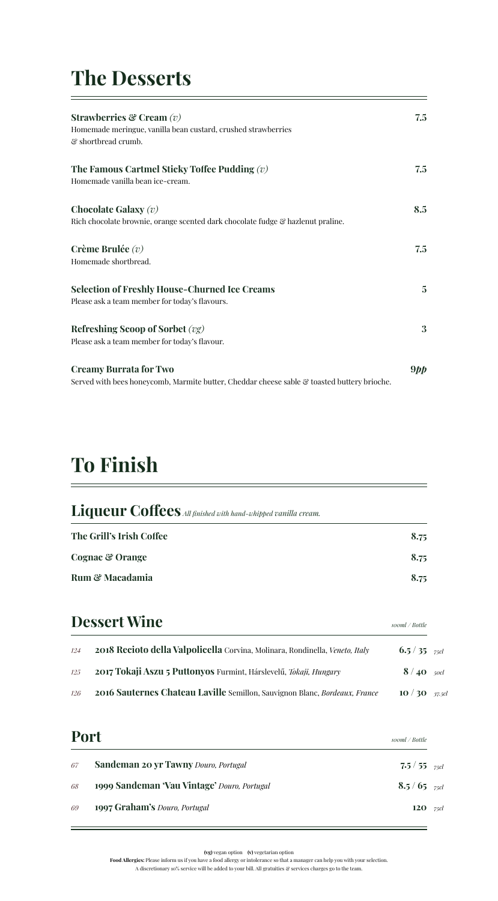# The Desserts

**Strawberries & Cream** *(v)* **7.5**
Homemade meringue, vanilla bean custard, crushed strawberries & shortbread crumb.

**The Famous Cartmel Sticky Toffee Pudding** *(v)* **7.5**
Homemade vanilla bean ice-cream.

**Chocolate Galaxy** *(v)* **8.5**
Rich chocolate brownie, orange scented dark chocolate fudge & hazlenut praline.

**Crème Brulée** *(v)* **7.5**
Homemade shortbread.

**Selection of Freshly House-Churned Ice Creams** **5**
Please ask a team member for today's flavours.

**Refreshing Scoop of Sorbet** *(vg)* **3**
Please ask a team member for today's flavour.

**Creamy Burrata for Two** **9*pp***
Served with bees honeycomb, Marmite butter, Cheddar cheese sable & toasted buttery brioche.

# To Finish

## Liqueur Coffees *All finished with hand-whipped vanilla cream.*

| | |
|---|---|
| **The Grill's Irish Coffee** | 8.75 |
| **Cognac & Orange** | 8.75 |
| **Rum & Macadamia** | 8.75 |

## Dessert Wine

| | | *100ml / Bottle* | |
|---|---|---|---|
| *124* | **2018 Recioto della Valpolicella** Corvina, Molinara, Rondinella, *Veneto, Italy* | **6.5 / 35** | *75cl* |
| *125* | **2017 Tokaji Aszu 5 Puttonyos** Furmint, Hárslevelű, *Tokaji, Hungary* | **8 / 40** | *50cl* |
| *126* | **2016 Sauternes Chateau Laville** Semillon, Sauvignon Blanc, *Bordeaux, France* | **10 / 30** | *37.5cl* |

## Port

| | | *100ml / Bottle* | |
|---|---|---|---|
| *67* | **Sandeman 20 yr Tawny** *Douro, Portugal* | **7.5 / 55** | *75cl* |
| *68* | **1999 Sandeman 'Vau Vintage'** *Douro, Portugal* | **8.5 / 65** | *75cl* |
| *69* | **1997 Graham's** *Douro, Portugal* | **120** | *75cl* |

**(vg)** vegan option **(v)** vegetarian option

**Food Allergies:** Please inform us if you have a food allergy or intolerance so that a manager can help you with your selection.
A discretionary 10% service will be added to your bill. All gratuities & services charges go to the team.